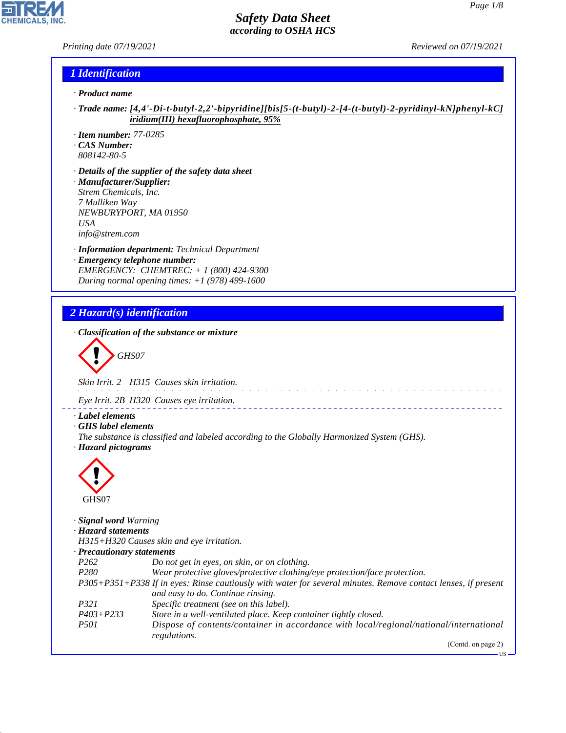# Safety Data Sheet
*according to OSHA HCS*

Printing date 07/19/2021 Reviewed on 07/19/2021

## 1 Identification

· **Product name**

· **Trade name:** [4,4'-Di-t-butyl-2,2'-bipyridine][bis[5-(t-butyl)-2-[4-(t-butyl)-2-pyridinyl-kN]phenyl-kC] iridium(III) hexafluorophosphate, 95%

· **Item number:** 77-0285
· **CAS Number:**
808142-80-5

· **Details of the supplier of the safety data sheet**
· **Manufacturer/Supplier:**
Strem Chemicals, Inc.
7 Mulliken Way
NEWBURYPORT, MA 01950
USA
info@strem.com

· **Information department:** Technical Department
· **Emergency telephone number:**
EMERGENCY: CHEMTREC: + 1 (800) 424-9300
During normal opening times: +1 (978) 499-1600

## 2 Hazard(s) identification

· **Classification of the substance or mixture**

GHS07

Skin Irrit. 2 H315 Causes skin irritation.

Eye Irrit. 2B H320 Causes eye irritation.

· **Label elements**
· **GHS label elements**
The substance is classified and labeled according to the Globally Harmonized System (GHS).
· **Hazard pictograms**

GHS07

· **Signal word** Warning
· **Hazard statements**
H315+H320 Causes skin and eye irritation.
· **Precautionary statements**

| | |
|---|---|
| P262 | Do not get in eyes, on skin, or on clothing. |
| P280 | Wear protective gloves/protective clothing/eye protection/face protection. |
| P305+P351+P338 | If in eyes: Rinse cautiously with water for several minutes. Remove contact lenses, if present and easy to do. Continue rinsing. |
| P321 | Specific treatment (see on this label). |
| P403+P233 | Store in a well-ventilated place. Keep container tightly closed. |
| P501 | Dispose of contents/container in accordance with local/regional/national/international regulations. |

(Contd. on page 2)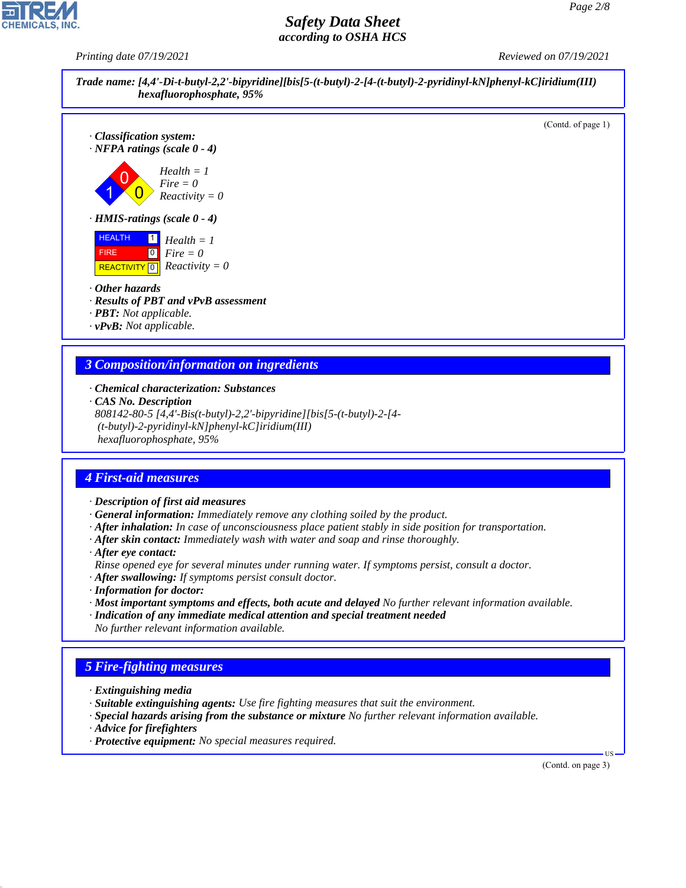**Trade name: [4,4'-Di-t-butyl-2,2'-bipyridine][bis[5-(t-butyl)-2-[4-(t-butyl)-2-pyridinyl-kN]phenyl-kC]iridium(III) hexafluorophosphate, 95%**

(Contd. of page 1)

· **Classification system:**
· **NFPA ratings (scale 0 - 4)**

Health = 1
Fire = 0
Reactivity = 0

· **HMIS-ratings (scale 0 - 4)**

| | |
|---|---|
| HEALTH | 1 |
| FIRE | 0 |
| REACTIVITY | 0 |

Health = 1
Fire = 0
Reactivity = 0

· **Other hazards**
· **Results of PBT and vPvB assessment**
· **PBT:** Not applicable.
· **vPvB:** Not applicable.

## 3 Composition/information on ingredients

· **Chemical characterization: Substances**
· **CAS No. Description**
808142-80-5 [4,4'-Bis(t-butyl)-2,2'-bipyridine][bis[5-(t-butyl)-2-[4-(t-butyl)-2-pyridinyl-kN]phenyl-kC]iridium(III) hexafluorophosphate, 95%

## 4 First-aid measures

· **Description of first aid measures**
· **General information:** Immediately remove any clothing soiled by the product.
· **After inhalation:** In case of unconsciousness place patient stably in side position for transportation.
· **After skin contact:** Immediately wash with water and soap and rinse thoroughly.
· **After eye contact:**
Rinse opened eye for several minutes under running water. If symptoms persist, consult a doctor.
· **After swallowing:** If symptoms persist consult doctor.
· **Information for doctor:**
· **Most important symptoms and effects, both acute and delayed** No further relevant information available.
· **Indication of any immediate medical attention and special treatment needed**
No further relevant information available.

## 5 Fire-fighting measures

· **Extinguishing media**
· **Suitable extinguishing agents:** Use fire fighting measures that suit the environment.
· **Special hazards arising from the substance or mixture** No further relevant information available.
· **Advice for firefighters**
· **Protective equipment:** No special measures required.

(Contd. on page 3)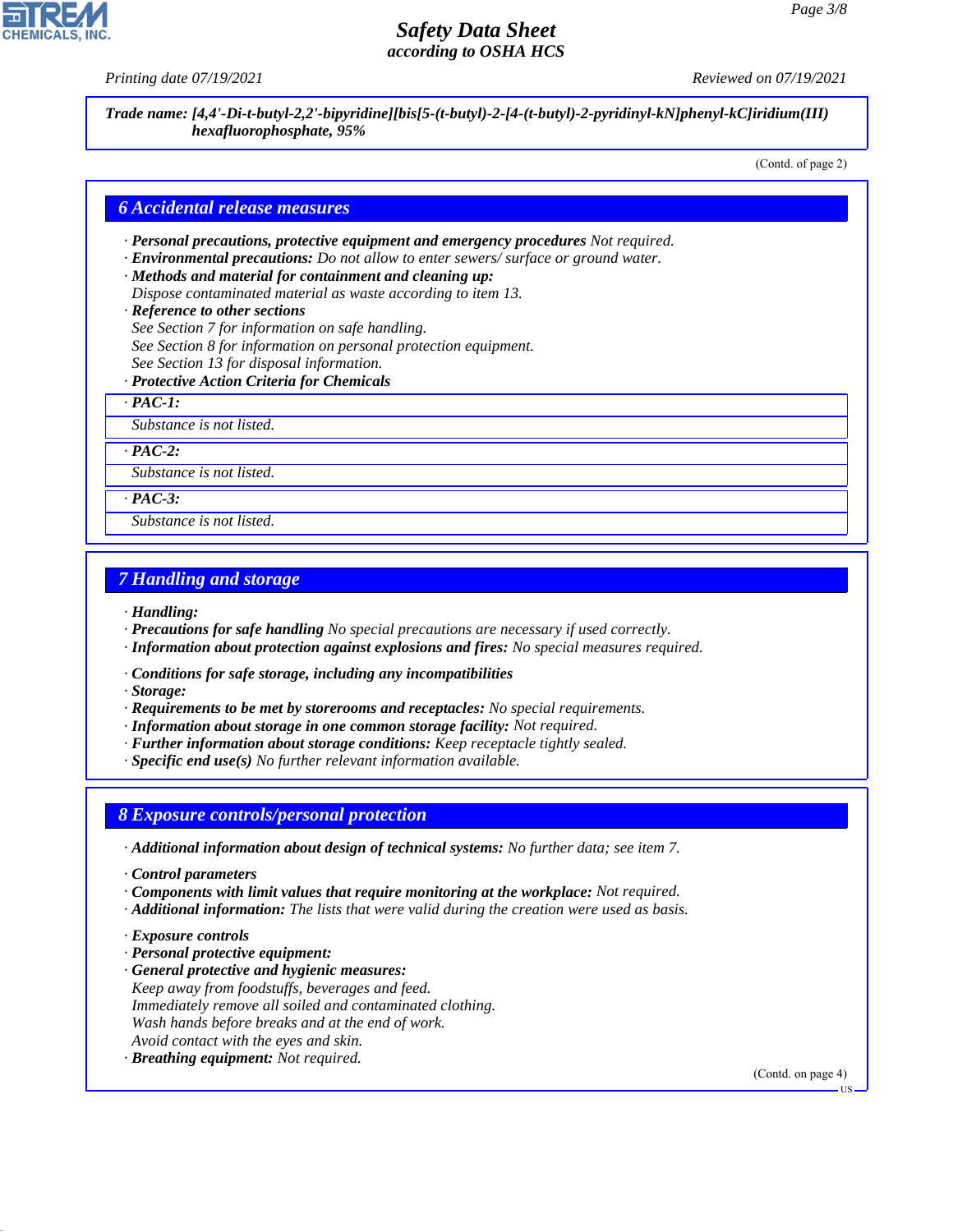**Trade name: [4,4'-Di-t-butyl-2,2'-bipyridine][bis[5-(t-butyl)-2-[4-(t-butyl)-2-pyridinyl-kN]phenyl-kC]iridium(III) hexafluorophosphate, 95%**

(Contd. of page 2)

## 6 Accidental release measures

· **Personal precautions, protective equipment and emergency procedures** Not required.
· **Environmental precautions:** Do not allow to enter sewers/ surface or ground water.
· **Methods and material for containment and cleaning up:**
Dispose contaminated material as waste according to item 13.
· **Reference to other sections**
See Section 7 for information on safe handling.
See Section 8 for information on personal protection equipment.
See Section 13 for disposal information.
· **Protective Action Criteria for Chemicals**

· **PAC-1:**
Substance is not listed.

· **PAC-2:**
Substance is not listed.

· **PAC-3:**
Substance is not listed.

## 7 Handling and storage

· **Handling:**
· **Precautions for safe handling** No special precautions are necessary if used correctly.
· **Information about protection against explosions and fires:** No special measures required.

· **Conditions for safe storage, including any incompatibilities**
· **Storage:**
· **Requirements to be met by storerooms and receptacles:** No special requirements.
· **Information about storage in one common storage facility:** Not required.
· **Further information about storage conditions:** Keep receptacle tightly sealed.
· **Specific end use(s)** No further relevant information available.

## 8 Exposure controls/personal protection

· **Additional information about design of technical systems:** No further data; see item 7.

· **Control parameters**
· **Components with limit values that require monitoring at the workplace:** Not required.
· **Additional information:** The lists that were valid during the creation were used as basis.

· **Exposure controls**
· **Personal protective equipment:**
· **General protective and hygienic measures:**
Keep away from foodstuffs, beverages and feed.
Immediately remove all soiled and contaminated clothing.
Wash hands before breaks and at the end of work.
Avoid contact with the eyes and skin.
· **Breathing equipment:** Not required.

(Contd. on page 4)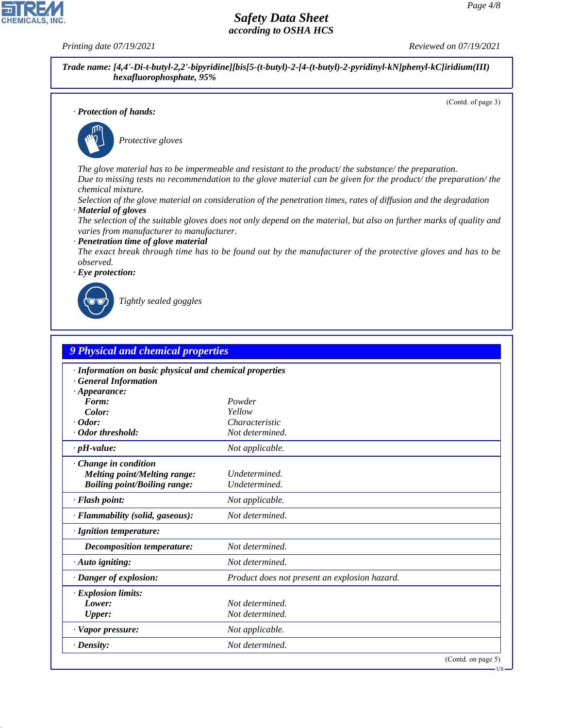**Trade name: [4,4'-Di-t-butyl-2,2'-bipyridine][bis[5-(t-butyl)-2-[4-(t-butyl)-2-pyridinyl-kN]phenyl-kC]iridium(III) hexafluorophosphate, 95%**

(Contd. of page 3)

· **Protection of hands:**

Protective gloves

The glove material has to be impermeable and resistant to the product/ the substance/ the preparation.
Due to missing tests no recommendation to the glove material can be given for the product/ the preparation/ the chemical mixture.
Selection of the glove material on consideration of the penetration times, rates of diffusion and the degradation

· **Material of gloves**
The selection of the suitable gloves does not only depend on the material, but also on further marks of quality and varies from manufacturer to manufacturer.

· **Penetration time of glove material**
The exact break through time has to be found out by the manufacturer of the protective gloves and has to be observed.

· **Eye protection:**

Tightly sealed goggles

## 9 Physical and chemical properties

· **Information on basic physical and chemical properties**
· **General Information**

| | |
|---|---|
| · **Appearance:** | |
| **Form:** | Powder |
| **Color:** | Yellow |
| · **Odor:** | Characteristic |
| · **Odor threshold:** | Not determined. |
| · **pH-value:** | Not applicable. |
| · **Change in condition** | |
| **Melting point/Melting range:** | Undetermined. |
| **Boiling point/Boiling range:** | Undetermined. |
| · **Flash point:** | Not applicable. |
| · **Flammability (solid, gaseous):** | Not determined. |
| · **Ignition temperature:** | |
| **Decomposition temperature:** | Not determined. |
| · **Auto igniting:** | Not determined. |
| · **Danger of explosion:** | Product does not present an explosion hazard. |
| · **Explosion limits:** | |
| **Lower:** | Not determined. |
| **Upper:** | Not determined. |
| · **Vapor pressure:** | Not applicable. |
| · **Density:** | Not determined. |

(Contd. on page 5)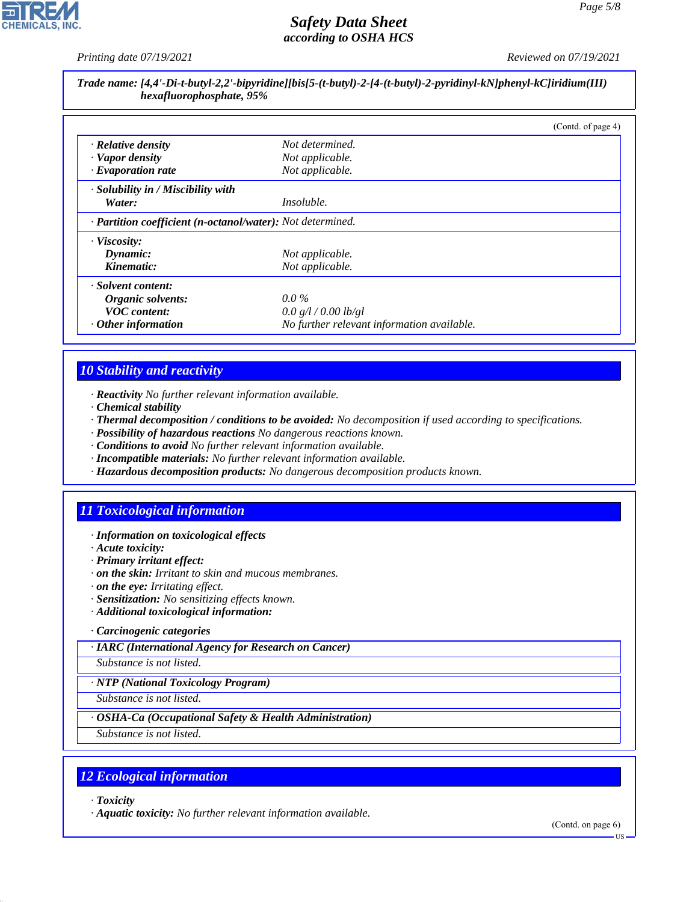Trade name: [4,4'-Di-t-butyl-2,2'-bipyridine][bis[5-(t-butyl)-2-[4-(t-butyl)-2-pyridinyl-kN]phenyl-kC]iridium(III) hexafluorophosphate, 95%

(Contd. of page 4)

| | |
|---|---|
| · **Relative density** | Not determined. |
| · **Vapor density** | Not applicable. |
| · **Evaporation rate** | Not applicable. |
| · **Solubility in / Miscibility with Water:** | Insoluble. |
| · **Partition coefficient (n-octanol/water):** | Not determined. |
| · **Viscosity:** | |
| **Dynamic:** | Not applicable. |
| **Kinematic:** | Not applicable. |
| · **Solvent content:** | |
| **Organic solvents:** | 0.0 % |
| **VOC content:** | 0.0 g/l / 0.00 lb/gl |
| · **Other information** | No further relevant information available. |

## 10 Stability and reactivity

· **Reactivity** No further relevant information available.
· **Chemical stability**
· **Thermal decomposition / conditions to be avoided:** No decomposition if used according to specifications.
· **Possibility of hazardous reactions** No dangerous reactions known.
· **Conditions to avoid** No further relevant information available.
· **Incompatible materials:** No further relevant information available.
· **Hazardous decomposition products:** No dangerous decomposition products known.

## 11 Toxicological information

· **Information on toxicological effects**
· **Acute toxicity:**
· **Primary irritant effect:**
· **on the skin:** Irritant to skin and mucous membranes.
· **on the eye:** Irritating effect.
· **Sensitization:** No sensitizing effects known.
· **Additional toxicological information:**

· **Carcinogenic categories**

| · IARC (International Agency for Research on Cancer) |
|---|
| Substance is not listed. |

| · NTP (National Toxicology Program) |
|---|
| Substance is not listed. |

| · OSHA-Ca (Occupational Safety & Health Administration) |
|---|
| Substance is not listed. |

## 12 Ecological information

· **Toxicity**
· **Aquatic toxicity:** No further relevant information available.

(Contd. on page 6)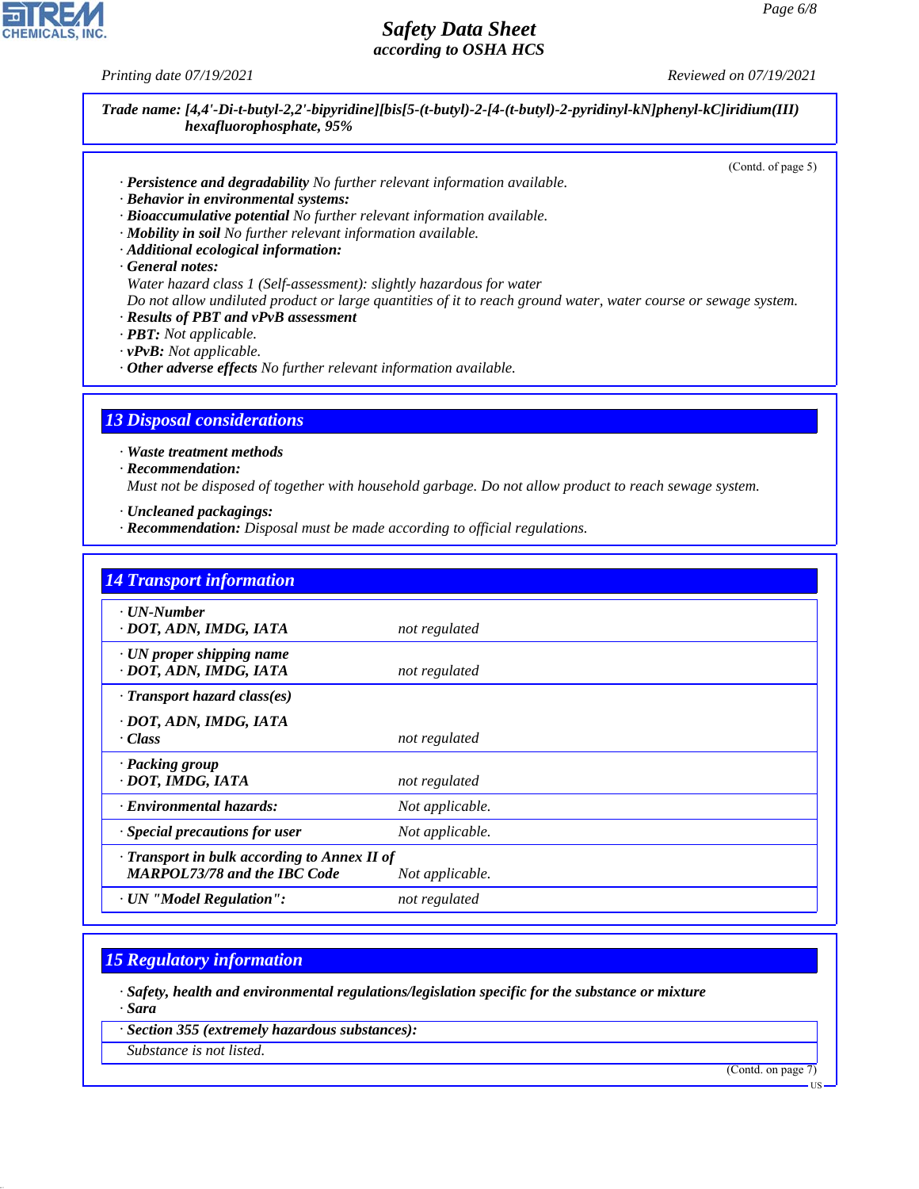Trade name: [4,4'-Di-t-butyl-2,2'-bipyridine][bis[5-(t-butyl)-2-[4-(t-butyl)-2-pyridinyl-kN]phenyl-kC]iridium(III) hexafluorophosphate, 95%

(Contd. of page 5)

· **Persistence and degradability** No further relevant information available.
· **Behavior in environmental systems:**
· **Bioaccumulative potential** No further relevant information available.
· **Mobility in soil** No further relevant information available.
· **Additional ecological information:**
· **General notes:**
Water hazard class 1 (Self-assessment): slightly hazardous for water
Do not allow undiluted product or large quantities of it to reach ground water, water course or sewage system.
· **Results of PBT and vPvB assessment**
· **PBT:** Not applicable.
· **vPvB:** Not applicable.
· **Other adverse effects** No further relevant information available.

## 13 Disposal considerations

· **Waste treatment methods**
· **Recommendation:**
Must not be disposed of together with household garbage. Do not allow product to reach sewage system.

· **Uncleaned packagings:**
· **Recommendation:** Disposal must be made according to official regulations.

## 14 Transport information

| | |
|---|---|
| · **UN-Number** | |
| · **DOT, ADN, IMDG, IATA** | not regulated |
| · **UN proper shipping name** | |
| · **DOT, ADN, IMDG, IATA** | not regulated |
| · **Transport hazard class(es)** | |
| · **DOT, ADN, IMDG, IATA** | |
| · **Class** | not regulated |
| · **Packing group** | |
| · **DOT, IMDG, IATA** | not regulated |
| · **Environmental hazards:** | Not applicable. |
| · **Special precautions for user** | Not applicable. |
| · **Transport in bulk according to Annex II of MARPOL73/78 and the IBC Code** | Not applicable. |
| · **UN "Model Regulation":** | not regulated |

## 15 Regulatory information

· **Safety, health and environmental regulations/legislation specific for the substance or mixture**
· **Sara**

· **Section 355 (extremely hazardous substances):**
Substance is not listed.

(Contd. on page 7)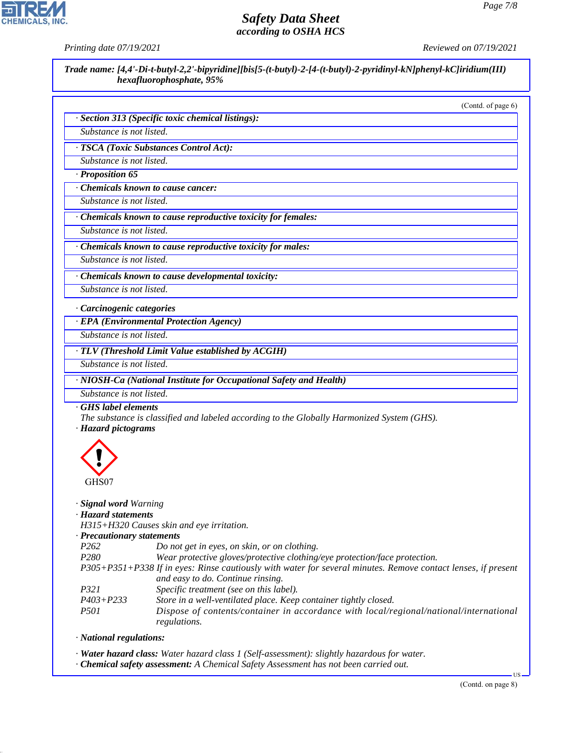**Trade name: [4,4'-Di-t-butyl-2,2'-bipyridine][bis[5-(t-butyl)-2-[4-(t-butyl)-2-pyridinyl-kN]phenyl-kC]iridium(III) hexafluorophosphate, 95%**

(Contd. of page 6)

· **Section 313 (Specific toxic chemical listings):**
Substance is not listed.

· **TSCA (Toxic Substances Control Act):**
Substance is not listed.

· **Proposition 65**

· **Chemicals known to cause cancer:**
Substance is not listed.

· **Chemicals known to cause reproductive toxicity for females:**
Substance is not listed.

· **Chemicals known to cause reproductive toxicity for males:**
Substance is not listed.

· **Chemicals known to cause developmental toxicity:**
Substance is not listed.

· **Carcinogenic categories**

· **EPA (Environmental Protection Agency)**
Substance is not listed.

· **TLV (Threshold Limit Value established by ACGIH)**
Substance is not listed.

· **NIOSH-Ca (National Institute for Occupational Safety and Health)**
Substance is not listed.

· **GHS label elements**
The substance is classified and labeled according to the Globally Harmonized System (GHS).

· **Hazard pictograms**

GHS07

· **Signal word** Warning

· **Hazard statements**
H315+H320 Causes skin and eye irritation.

· **Precautionary statements**

| | |
|---|---|
| P262 | Do not get in eyes, on skin, or on clothing. |
| P280 | Wear protective gloves/protective clothing/eye protection/face protection. |
| P305+P351+P338 | If in eyes: Rinse cautiously with water for several minutes. Remove contact lenses, if present and easy to do. Continue rinsing. |
| P321 | Specific treatment (see on this label). |
| P403+P233 | Store in a well-ventilated place. Keep container tightly closed. |
| P501 | Dispose of contents/container in accordance with local/regional/national/international regulations. |

· **National regulations:**

· **Water hazard class:** Water hazard class 1 (Self-assessment): slightly hazardous for water.
· **Chemical safety assessment:** A Chemical Safety Assessment has not been carried out.

(Contd. on page 8)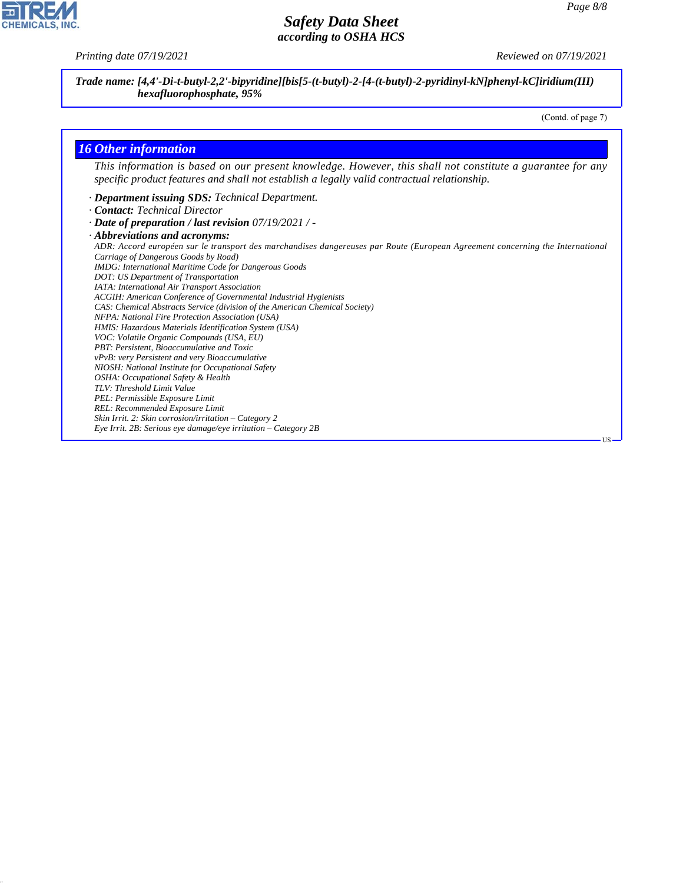**Trade name: [4,4'-Di-t-butyl-2,2'-bipyridine][bis[5-(t-butyl)-2-[4-(t-butyl)-2-pyridinyl-kN]phenyl-kC]iridium(III) hexafluorophosphate, 95%**

(Contd. of page 7)

## 16 Other information

*This information is based on our present knowledge. However, this shall not constitute a guarantee for any specific product features and shall not establish a legally valid contractual relationship.*

- **Department issuing SDS:** Technical Department.
- **Contact:** Technical Director
- **Date of preparation / last revision** 07/19/2021 / -
- **Abbreviations and acronyms:**

ADR: Accord européen sur le transport des marchandises dangereuses par Route (European Agreement concerning the International Carriage of Dangerous Goods by Road)
IMDG: International Maritime Code for Dangerous Goods
DOT: US Department of Transportation
IATA: International Air Transport Association
ACGIH: American Conference of Governmental Industrial Hygienists
CAS: Chemical Abstracts Service (division of the American Chemical Society)
NFPA: National Fire Protection Association (USA)
HMIS: Hazardous Materials Identification System (USA)
VOC: Volatile Organic Compounds (USA, EU)
PBT: Persistent, Bioaccumulative and Toxic
vPvB: very Persistent and very Bioaccumulative
NIOSH: National Institute for Occupational Safety
OSHA: Occupational Safety & Health
TLV: Threshold Limit Value
PEL: Permissible Exposure Limit
REL: Recommended Exposure Limit
Skin Irrit. 2: Skin corrosion/irritation – Category 2
Eye Irrit. 2B: Serious eye damage/eye irritation – Category 2B

US